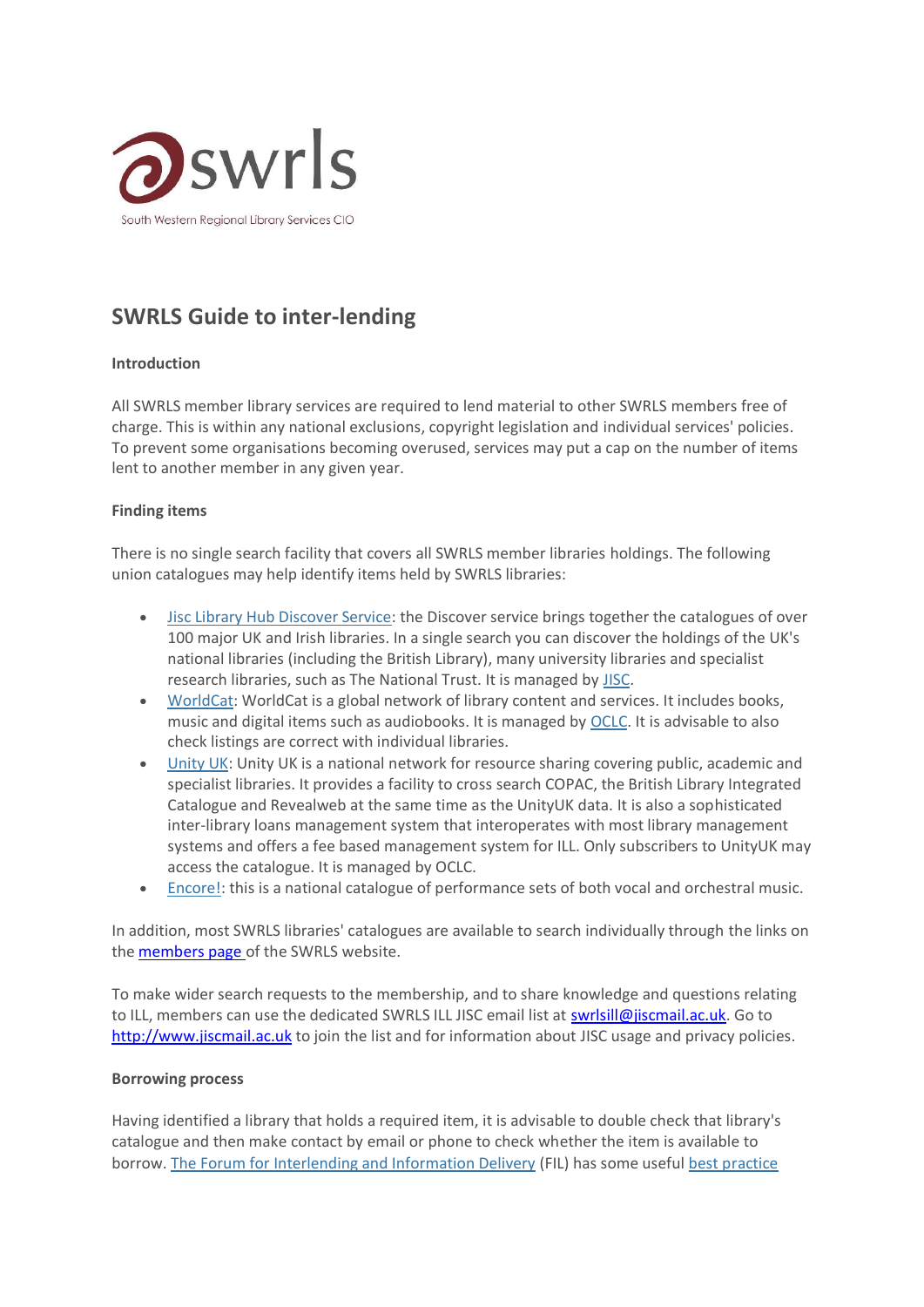swrls

South Western Regional Library Services CIO

# SWRLS Guide to inter-lending

**Introduction**

All SWRLS member library services are required to lend material to other SWRLS members free of charge. This is within any national exclusions, copyright legislation and individual services' policies. To prevent some organisations becoming overused, services may put a cap on the number of items lent to another member in any given year.

**Finding items**

There is no single search facility that covers all SWRLS member libraries holdings. The following union catalogues may help identify items held by SWRLS libraries:

- Jisc Library Hub Discover Service: the Discover service brings together the catalogues of over 100 major UK and Irish libraries. In a single search you can discover the holdings of the UK's national libraries (including the British Library), many university libraries and specialist research libraries, such as The National Trust. It is managed by JISC.
- WorldCat: WorldCat is a global network of library content and services. It includes books, music and digital items such as audiobooks. It is managed by OCLC. It is advisable to also check listings are correct with individual libraries.
- Unity UK: Unity UK is a national network for resource sharing covering public, academic and specialist libraries. It provides a facility to cross search COPAC, the British Library Integrated Catalogue and Revealweb at the same time as the UnityUK data. It is also a sophisticated inter-library loans management system that interoperates with most library management systems and offers a fee based management system for ILL. Only subscribers to UnityUK may access the catalogue. It is managed by OCLC.
- Encore!: this is a national catalogue of performance sets of both vocal and orchestral music.

In addition, most SWRLS libraries' catalogues are available to search individually through the links on the members page of the SWRLS website.

To make wider search requests to the membership, and to share knowledge and questions relating to ILL, members can use the dedicated SWRLS ILL JISC email list at swrlsill@jiscmail.ac.uk. Go to http://www.jiscmail.ac.uk to join the list and for information about JISC usage and privacy policies.

**Borrowing process**

Having identified a library that holds a required item, it is advisable to double check that library's catalogue and then make contact by email or phone to check whether the item is available to borrow. The Forum for Interlending and Information Delivery (FIL) has some useful best practice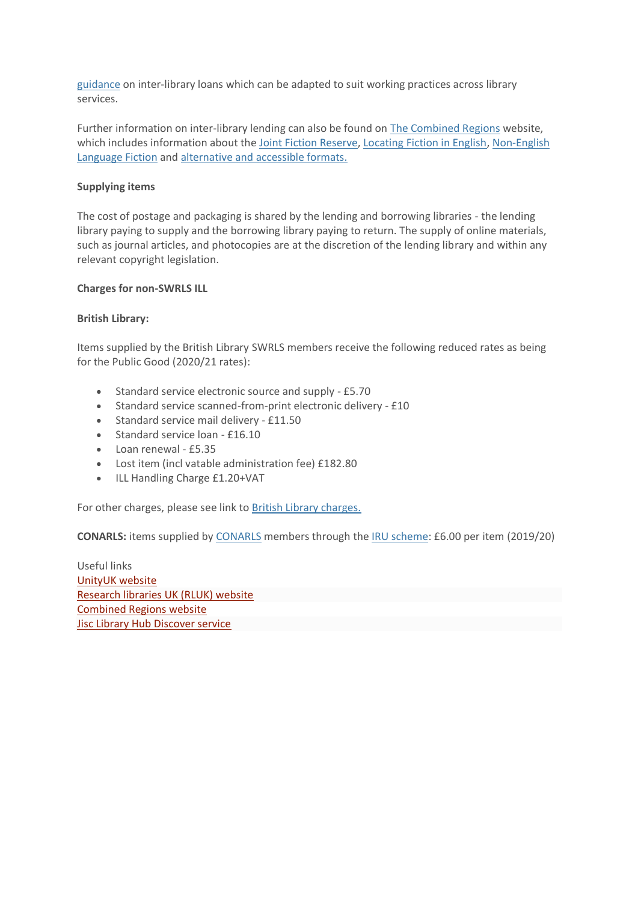guidance on inter-library loans which can be adapted to suit working practices across library services.

Further information on inter-library lending can also be found on The Combined Regions website, which includes information about the Joint Fiction Reserve, Locating Fiction in English, Non-English Language Fiction and alternative and accessible formats.

**Supplying items**

The cost of postage and packaging is shared by the lending and borrowing libraries - the lending library paying to supply and the borrowing library paying to return. The supply of online materials, such as journal articles, and photocopies are at the discretion of the lending library and within any relevant copyright legislation.

**Charges for non-SWRLS ILL**

**British Library:**

Items supplied by the British Library SWRLS members receive the following reduced rates as being for the Public Good (2020/21 rates):

- Standard service electronic source and supply - £5.70
- Standard service scanned-from-print electronic delivery - £10
- Standard service mail delivery - £11.50
- Standard service loan - £16.10
- Loan renewal - £5.35
- Lost item (incl vatable administration fee) £182.80
- ILL Handling Charge £1.20+VAT

For other charges, please see link to British Library charges.

**CONARLS:** items supplied by CONARLS members through the IRU scheme: £6.00 per item (2019/20)

Useful links
UnityUK website
Research libraries UK (RLUK) website
Combined Regions website
Jisc Library Hub Discover service